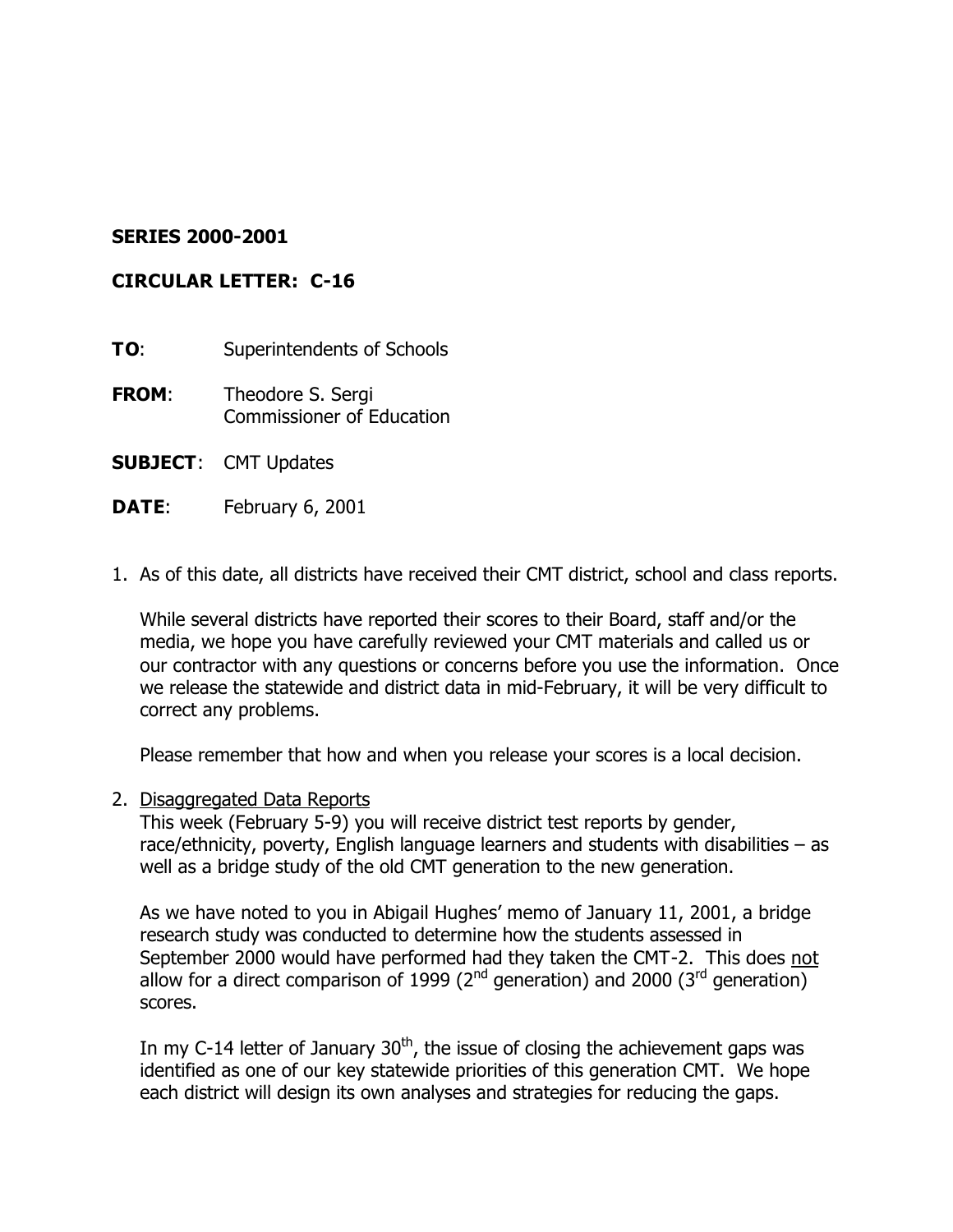**SERIES 2000-2001**

**CIRCULAR LETTER: C-16**

**TO**: Superintendents of Schools

**FROM**: Theodore S. Sergi
Commissioner of Education

**SUBJECT**: CMT Updates

**DATE**: February 6, 2001

1. As of this date, all districts have received their CMT district, school and class reports.

   While several districts have reported their scores to their Board, staff and/or the media, we hope you have carefully reviewed your CMT materials and called us or our contractor with any questions or concerns before you use the information. Once we release the statewide and district data in mid-February, it will be very difficult to correct any problems.

   Please remember that how and when you release your scores is a local decision.

2. <u>Disaggregated Data Reports</u>
   This week (February 5-9) you will receive district test reports by gender, race/ethnicity, poverty, English language learners and students with disabilities – as well as a bridge study of the old CMT generation to the new generation.

   As we have noted to you in Abigail Hughes' memo of January 11, 2001, a bridge research study was conducted to determine how the students assessed in September 2000 would have performed had they taken the CMT-2. This does <u>not</u> allow for a direct comparison of 1999 (2nd generation) and 2000 (3rd generation) scores.

   In my C-14 letter of January 30th, the issue of closing the achievement gaps was identified as one of our key statewide priorities of this generation CMT. We hope each district will design its own analyses and strategies for reducing the gaps.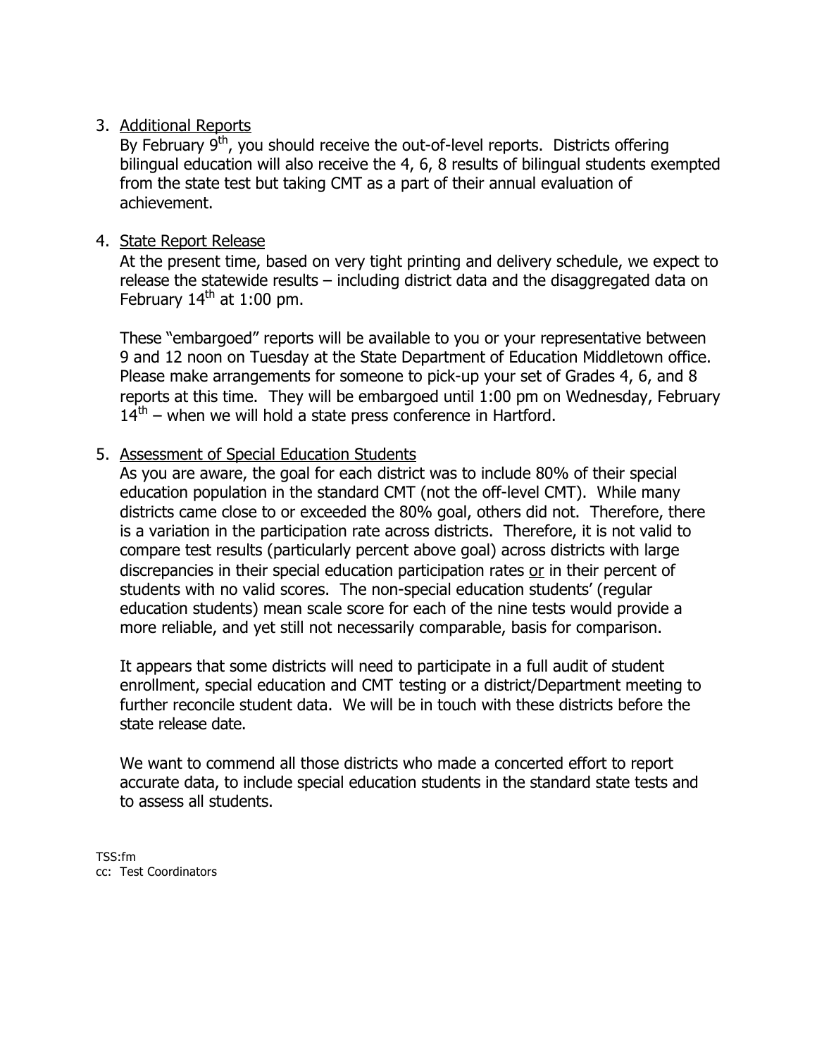3. <u>Additional Reports</u>
   By February 9th, you should receive the out-of-level reports. Districts offering bilingual education will also receive the 4, 6, 8 results of bilingual students exempted from the state test but taking CMT as a part of their annual evaluation of achievement.

4. <u>State Report Release</u>
   At the present time, based on very tight printing and delivery schedule, we expect to release the statewide results – including district data and the disaggregated data on February 14th at 1:00 pm.

   These "embargoed" reports will be available to you or your representative between 9 and 12 noon on Tuesday at the State Department of Education Middletown office. Please make arrangements for someone to pick-up your set of Grades 4, 6, and 8 reports at this time. They will be embargoed until 1:00 pm on Wednesday, February 14th – when we will hold a state press conference in Hartford.

5. <u>Assessment of Special Education Students</u>
   As you are aware, the goal for each district was to include 80% of their special education population in the standard CMT (not the off-level CMT). While many districts came close to or exceeded the 80% goal, others did not. Therefore, there is a variation in the participation rate across districts. Therefore, it is not valid to compare test results (particularly percent above goal) across districts with large discrepancies in their special education participation rates <u>or</u> in their percent of students with no valid scores. The non-special education students' (regular education students) mean scale score for each of the nine tests would provide a more reliable, and yet still not necessarily comparable, basis for comparison.

   It appears that some districts will need to participate in a full audit of student enrollment, special education and CMT testing or a district/Department meeting to further reconcile student data. We will be in touch with these districts before the state release date.

   We want to commend all those districts who made a concerted effort to report accurate data, to include special education students in the standard state tests and to assess all students.

TSS:fm
cc: Test Coordinators